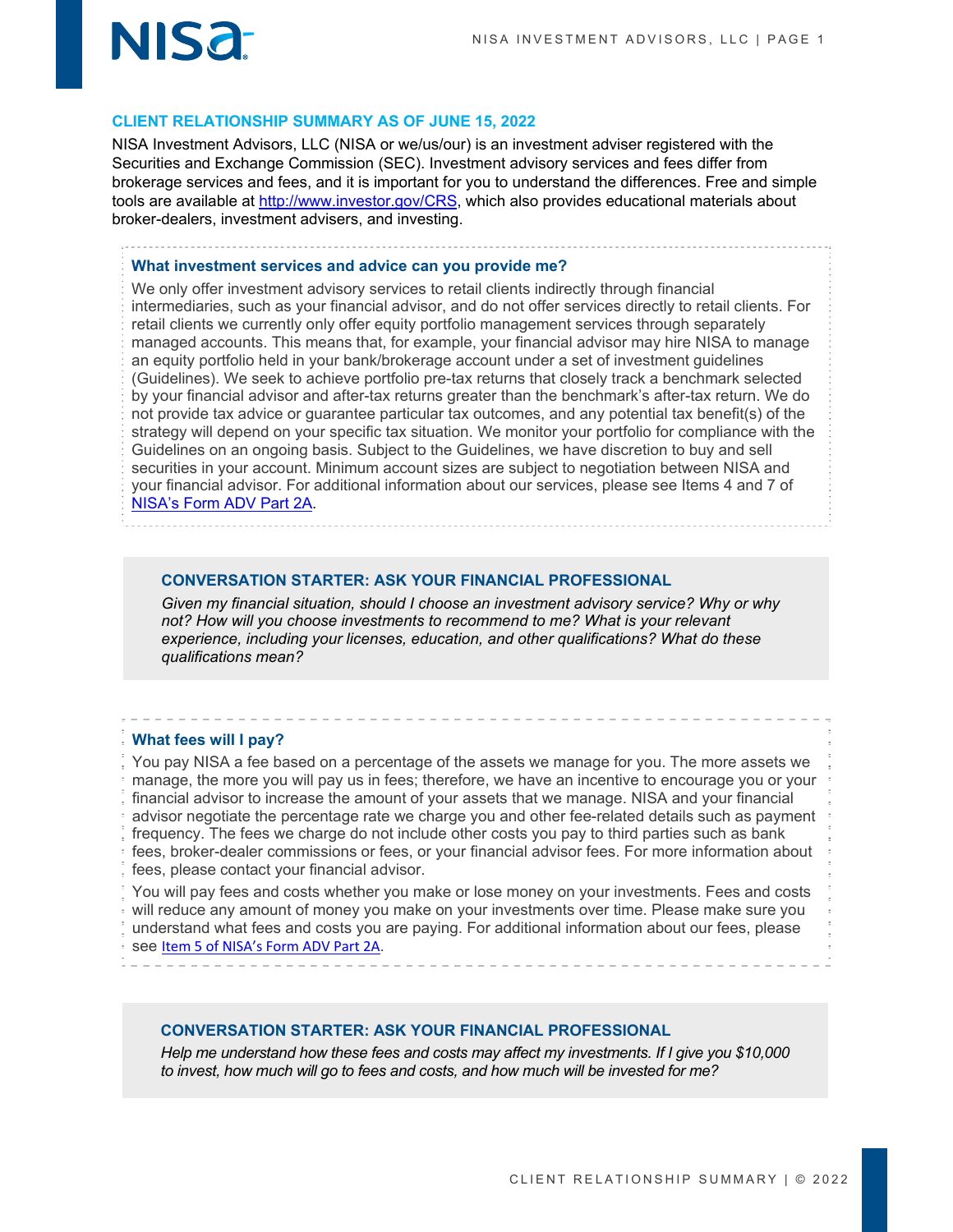## CLIENT RELATIONSHIP SUMMARY AS OF JUNE 15, 2022

NISA Investment Advisors, LLC (NISA or we/us/our) is an investment adviser registered with the Securities and Exchange Commission (SEC). Investment advisory services and fees differ from brokerage services and fees, and it is important for you to understand the differences. Free and simple tools are available at [http://www.investor.gov/CRS](http://www.investor.gov/CRS), which also provides educational materials about broker-dealers, investment advisers, and investing.

### What investment services and advice can you provide me?

We only offer investment advisory services to retail clients indirectly through financial intermediaries, such as your financial advisor, and do not offer services directly to retail clients. For retail clients we currently only offer equity portfolio management services through separately managed accounts. This means that, for example, your financial advisor may hire NISA to manage an equity portfolio held in your bank/brokerage account under a set of investment guidelines (Guidelines). We seek to achieve portfolio pre-tax returns that closely track a benchmark selected by your financial advisor and after-tax returns greater than the benchmark's after-tax return. We do not provide tax advice or guarantee particular tax outcomes, and any potential tax benefit(s) of the strategy will depend on your specific tax situation. We monitor your portfolio for compliance with the Guidelines on an ongoing basis. Subject to the Guidelines, we have discretion to buy and sell securities in your account. Minimum account sizes are subject to negotiation between NISA and your financial advisor. For additional information about our services, please see Items 4 and 7 of NISA's Form ADV Part 2A.

### CONVERSATION STARTER: ASK YOUR FINANCIAL PROFESSIONAL

*Given my financial situation, should I choose an investment advisory service? Why or why not? How will you choose investments to recommend to me? What is your relevant experience, including your licenses, education, and other qualifications? What do these qualifications mean?*

### What fees will I pay?

You pay NISA a fee based on a percentage of the assets we manage for you. The more assets we manage, the more you will pay us in fees; therefore, we have an incentive to encourage you or your financial advisor to increase the amount of your assets that we manage. NISA and your financial advisor negotiate the percentage rate we charge you and other fee-related details such as payment frequency. The fees we charge do not include other costs you pay to third parties such as bank fees, broker-dealer commissions or fees, or your financial advisor fees. For more information about fees, please contact your financial advisor.

You will pay fees and costs whether you make or lose money on your investments. Fees and costs will reduce any amount of money you make on your investments over time. Please make sure you understand what fees and costs you are paying. For additional information about our fees, please see Item 5 of NISA's Form ADV Part 2A.

### CONVERSATION STARTER: ASK YOUR FINANCIAL PROFESSIONAL

*Help me understand how these fees and costs may affect my investments. If I give you $10,000 to invest, how much will go to fees and costs, and how much will be invested for me?*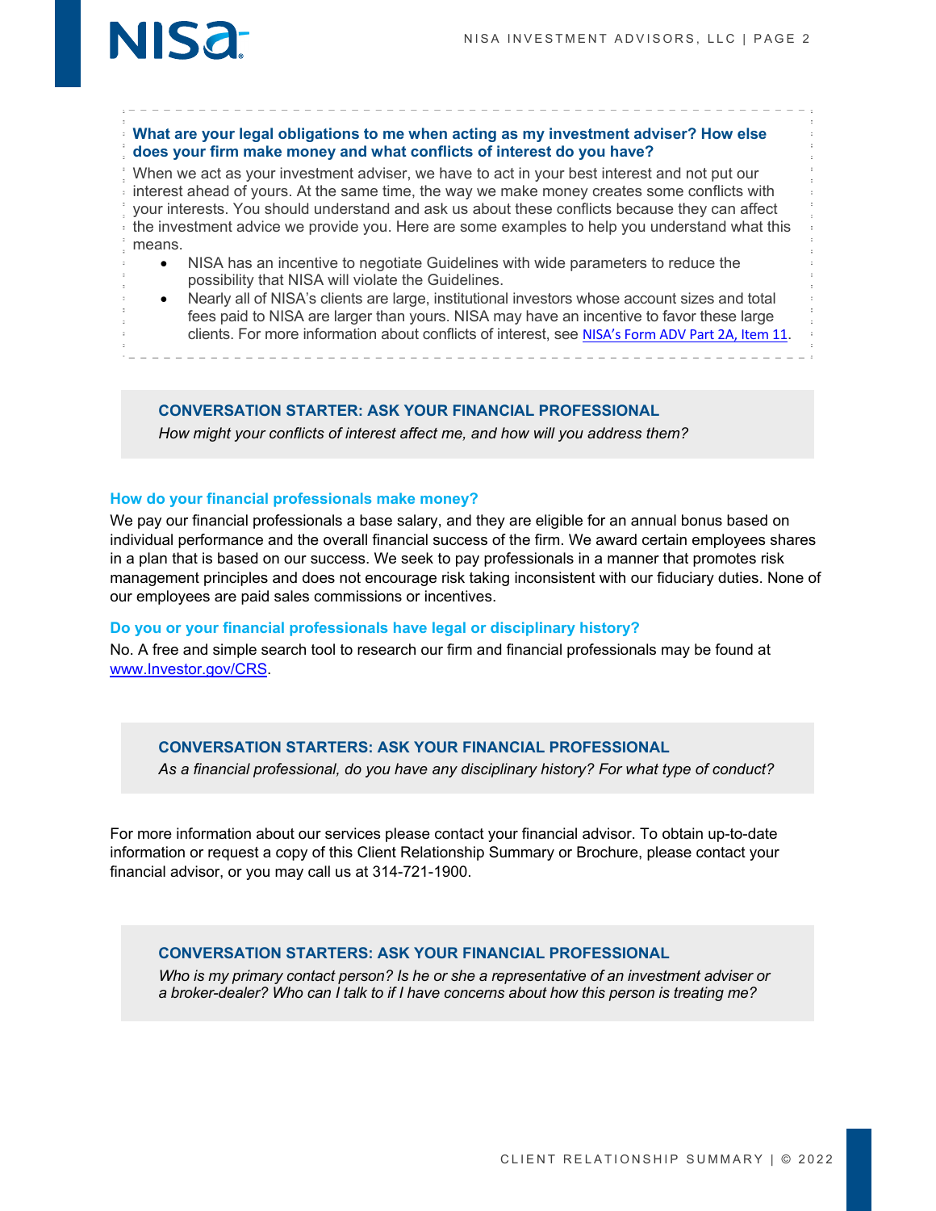### What are your legal obligations to me when acting as my investment adviser? How else does your firm make money and what conflicts of interest do you have?

When we act as your investment adviser, we have to act in your best interest and not put our interest ahead of yours. At the same time, the way we make money creates some conflicts with your interests. You should understand and ask us about these conflicts because they can affect the investment advice we provide you. Here are some examples to help you understand what this means.

- NISA has an incentive to negotiate Guidelines with wide parameters to reduce the possibility that NISA will violate the Guidelines.
- Nearly all of NISA's clients are large, institutional investors whose account sizes and total fees paid to NISA are larger than yours. NISA may have an incentive to favor these large clients. For more information about conflicts of interest, see [NISA's Form ADV Part 2A, Item 11](NISA's Form ADV Part 2A, Item 11).

**CONVERSATION STARTER: ASK YOUR FINANCIAL PROFESSIONAL**

*How might your conflicts of interest affect me, and how will you address them?*

### How do your financial professionals make money?

We pay our financial professionals a base salary, and they are eligible for an annual bonus based on individual performance and the overall financial success of the firm. We award certain employees shares in a plan that is based on our success. We seek to pay professionals in a manner that promotes risk management principles and does not encourage risk taking inconsistent with our fiduciary duties. None of our employees are paid sales commissions or incentives.

### Do you or your financial professionals have legal or disciplinary history?

No. A free and simple search tool to research our firm and financial professionals may be found at [www.Investor.gov/CRS](www.Investor.gov/CRS).

**CONVERSATION STARTERS: ASK YOUR FINANCIAL PROFESSIONAL**

*As a financial professional, do you have any disciplinary history? For what type of conduct?*

For more information about our services please contact your financial advisor. To obtain up-to-date information or request a copy of this Client Relationship Summary or Brochure, please contact your financial advisor, or you may call us at 314-721-1900.

**CONVERSATION STARTERS: ASK YOUR FINANCIAL PROFESSIONAL**

*Who is my primary contact person? Is he or she a representative of an investment adviser or a broker-dealer? Who can I talk to if I have concerns about how this person is treating me?*